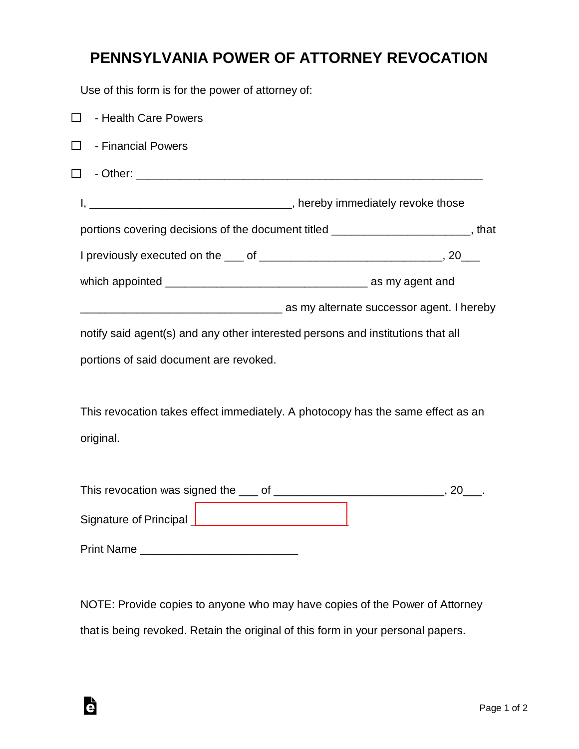# PENNSYLVANIA POWER OF ATTORNEY REVOCATION

Use of this form is for the power of attorney of:

☐ - Health Care Powers

☐ - Financial Powers

☐ - Other: _______________________________________________________

I, ________________________________, hereby immediately revoke those portions covering decisions of the document titled ______________________, that I previously executed on the ___ of _____________________________, 20___ which appointed ________________________________ as my agent and ________________________________ as my alternate successor agent. I hereby notify said agent(s) and any other interested persons and institutions that all portions of said document are revoked.

This revocation takes effect immediately. A photocopy has the same effect as an original.

This revocation was signed the ___ of ___________________________, 20___.

Signature of Principal ________________________

Print Name _________________________

NOTE: Provide copies to anyone who may have copies of the Power of Attorney that is being revoked. Retain the original of this form in your personal papers.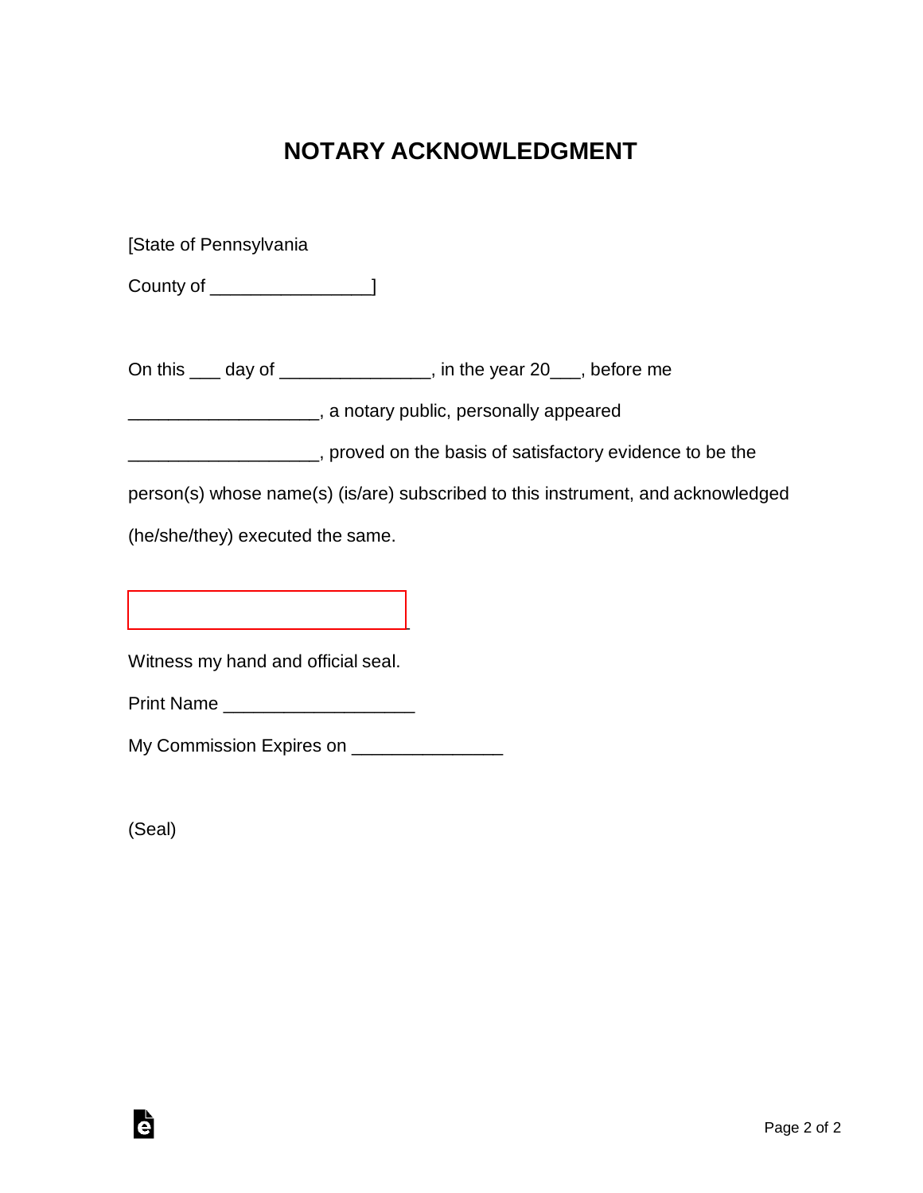# NOTARY ACKNOWLEDGMENT

[State of Pennsylvania

County of ________________]

On this ___ day of _______________, in the year 20___, before me

___________________, a notary public, personally appeared

___________________, proved on the basis of satisfactory evidence to be the

person(s) whose name(s) (is/are) subscribed to this instrument, and acknowledged

(he/she/they) executed the same.

______________________________

Witness my hand and official seal.

Print Name ___________________

My Commission Expires on _______________

(Seal)